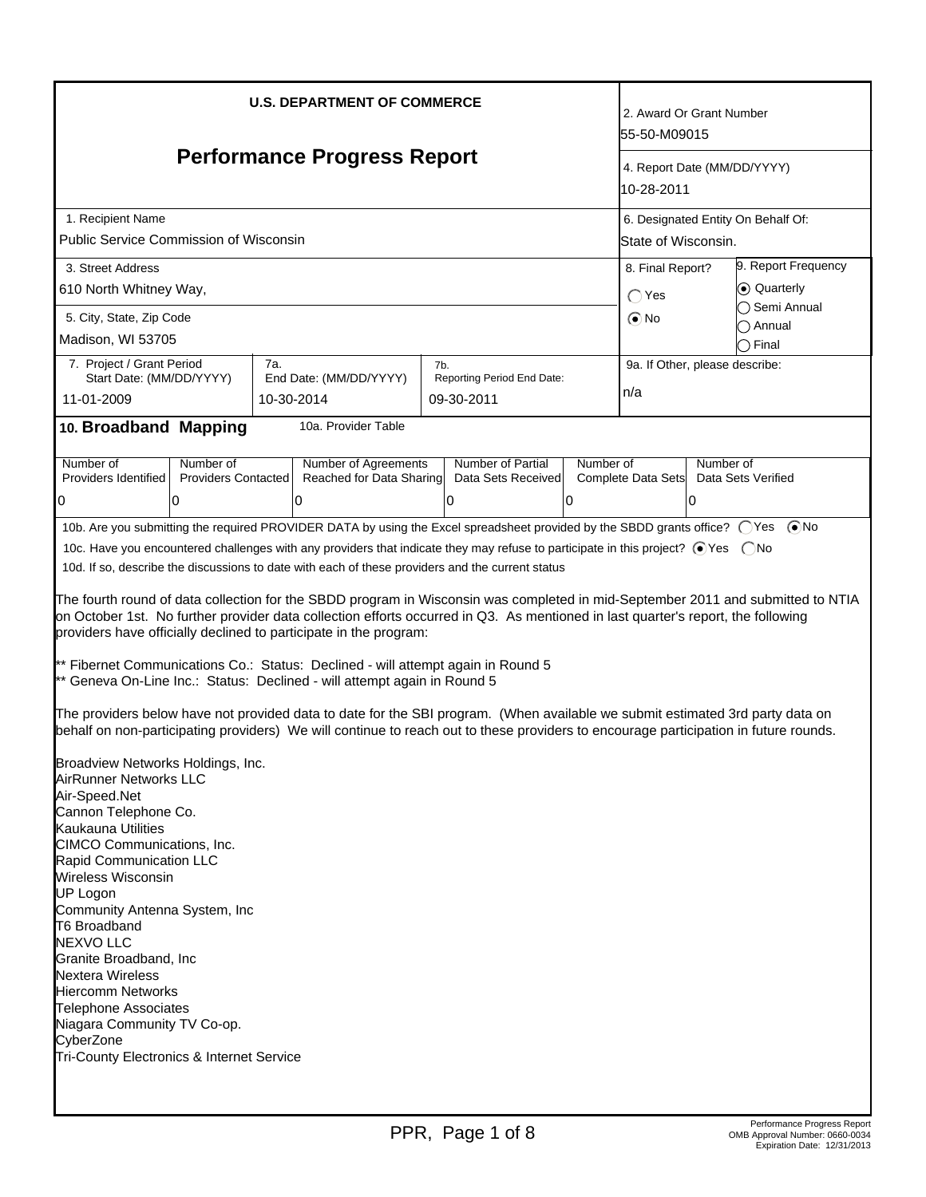**U.S. DEPARTMENT OF COMMERCE**

# Performance Progress Report

| Field | Value |
|---|---|
| 1. Recipient Name | Public Service Commission of Wisconsin |
| 2. Award Or Grant Number | 55-50-M09015 |
| 3. Street Address | 610 North Whitney Way, |
| 4. Report Date (MM/DD/YYYY) | 10-28-2011 |
| 5. City, State, Zip Code | Madison, WI 53705 |
| 6. Designated Entity On Behalf Of: | State of Wisconsin. |
| 7. Project / Grant Period Start Date: (MM/DD/YYYY) | 11-01-2009 |
| 7a. End Date: (MM/DD/YYYY) | 10-30-2014 |
| 7b. Reporting Period End Date: | 09-30-2011 |
| 8. Final Report? | ○ Yes ◉ No |
| 9. Report Frequency | ◉ Quarterly ○ Semi Annual ○ Annual ○ Final |
| 9a. If Other, please describe: | n/a |

## 10. Broadband Mapping

10a. Provider Table

| Number of Providers Identified | Number of Providers Contacted | Number of Agreements Reached for Data Sharing | Number of Partial Data Sets Received | Number of Complete Data Sets | Number of Data Sets Verified |
|---|---|---|---|---|---|
| 0 | 0 | 0 | 0 | 0 | 0 |

10b. Are you submitting the required PROVIDER DATA by using the Excel spreadsheet provided by the SBDD grants office? ○ Yes ◉ No

10c. Have you encountered challenges with any providers that indicate they may refuse to participate in this project? ◉ Yes ○ No

10d. If so, describe the discussions to date with each of these providers and the current status

The fourth round of data collection for the SBDD program in Wisconsin was completed in mid-September 2011 and submitted to NTIA on October 1st. No further provider data collection efforts occurred in Q3. As mentioned in last quarter's report, the following providers have officially declined to participate in the program:

** Fibernet Communications Co.: Status: Declined - will attempt again in Round 5
** Geneva On-Line Inc.: Status: Declined - will attempt again in Round 5

The providers below have not provided data to date for the SBI program. (When available we submit estimated 3rd party data on behalf on non-participating providers) We will continue to reach out to these providers to encourage participation in future rounds.

Broadview Networks Holdings, Inc.
AirRunner Networks LLC
Air-Speed.Net
Cannon Telephone Co.
Kaukauna Utilities
CIMCO Communications, Inc.
Rapid Communication LLC
Wireless Wisconsin
UP Logon
Community Antenna System, Inc
T6 Broadband
NEXVO LLC
Granite Broadband, Inc
Nextera Wireless
Hiercomm Networks
Telephone Associates
Niagara Community TV Co-op.
CyberZone
Tri-County Electronics & Internet Service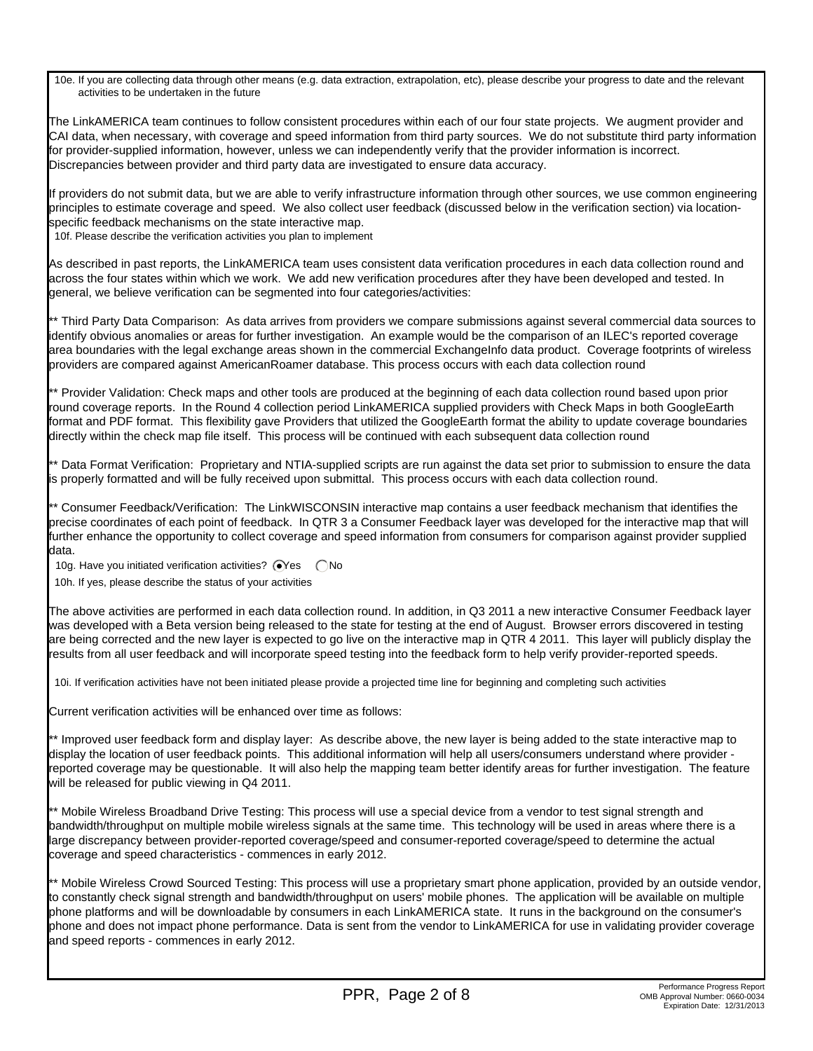10e. If you are collecting data through other means (e.g. data extraction, extrapolation, etc), please describe your progress to date and the relevant activities to be undertaken in the future

The LinkAMERICA team continues to follow consistent procedures within each of our four state projects. We augment provider and CAI data, when necessary, with coverage and speed information from third party sources. We do not substitute third party information for provider-supplied information, however, unless we can independently verify that the provider information is incorrect. Discrepancies between provider and third party data are investigated to ensure data accuracy.

If providers do not submit data, but we are able to verify infrastructure information through other sources, we use common engineering principles to estimate coverage and speed. We also collect user feedback (discussed below in the verification section) via location-specific feedback mechanisms on the state interactive map.

10f. Please describe the verification activities you plan to implement

As described in past reports, the LinkAMERICA team uses consistent data verification procedures in each data collection round and across the four states within which we work. We add new verification procedures after they have been developed and tested. In general, we believe verification can be segmented into four categories/activities:

** Third Party Data Comparison: As data arrives from providers we compare submissions against several commercial data sources to identify obvious anomalies or areas for further investigation. An example would be the comparison of an ILEC's reported coverage area boundaries with the legal exchange areas shown in the commercial ExchangeInfo data product. Coverage footprints of wireless providers are compared against AmericanRoamer database. This process occurs with each data collection round

** Provider Validation: Check maps and other tools are produced at the beginning of each data collection round based upon prior round coverage reports. In the Round 4 collection period LinkAMERICA supplied providers with Check Maps in both GoogleEarth format and PDF format. This flexibility gave Providers that utilized the GoogleEarth format the ability to update coverage boundaries directly within the check map file itself. This process will be continued with each subsequent data collection round

** Data Format Verification: Proprietary and NTIA-supplied scripts are run against the data set prior to submission to ensure the data is properly formatted and will be fully received upon submittal. This process occurs with each data collection round.

** Consumer Feedback/Verification: The LinkWISCONSIN interactive map contains a user feedback mechanism that identifies the precise coordinates of each point of feedback. In QTR 3 a Consumer Feedback layer was developed for the interactive map that will further enhance the opportunity to collect coverage and speed information from consumers for comparison against provider supplied data.

10g. Have you initiated verification activities? (●) Yes ( ) No

10h. If yes, please describe the status of your activities

The above activities are performed in each data collection round. In addition, in Q3 2011 a new interactive Consumer Feedback layer was developed with a Beta version being released to the state for testing at the end of August. Browser errors discovered in testing are being corrected and the new layer is expected to go live on the interactive map in QTR 4 2011. This layer will publicly display the results from all user feedback and will incorporate speed testing into the feedback form to help verify provider-reported speeds.

10i. If verification activities have not been initiated please provide a projected time line for beginning and completing such activities

Current verification activities will be enhanced over time as follows:

** Improved user feedback form and display layer: As describe above, the new layer is being added to the state interactive map to display the location of user feedback points. This additional information will help all users/consumers understand where provider - reported coverage may be questionable. It will also help the mapping team better identify areas for further investigation. The feature will be released for public viewing in Q4 2011.

** Mobile Wireless Broadband Drive Testing: This process will use a special device from a vendor to test signal strength and bandwidth/throughput on multiple mobile wireless signals at the same time. This technology will be used in areas where there is a large discrepancy between provider-reported coverage/speed and consumer-reported coverage/speed to determine the actual coverage and speed characteristics - commences in early 2012.

** Mobile Wireless Crowd Sourced Testing: This process will use a proprietary smart phone application, provided by an outside vendor, to constantly check signal strength and bandwidth/throughput on users' mobile phones. The application will be available on multiple phone platforms and will be downloadable by consumers in each LinkAMERICA state. It runs in the background on the consumer's phone and does not impact phone performance. Data is sent from the vendor to LinkAMERICA for use in validating provider coverage and speed reports - commences in early 2012.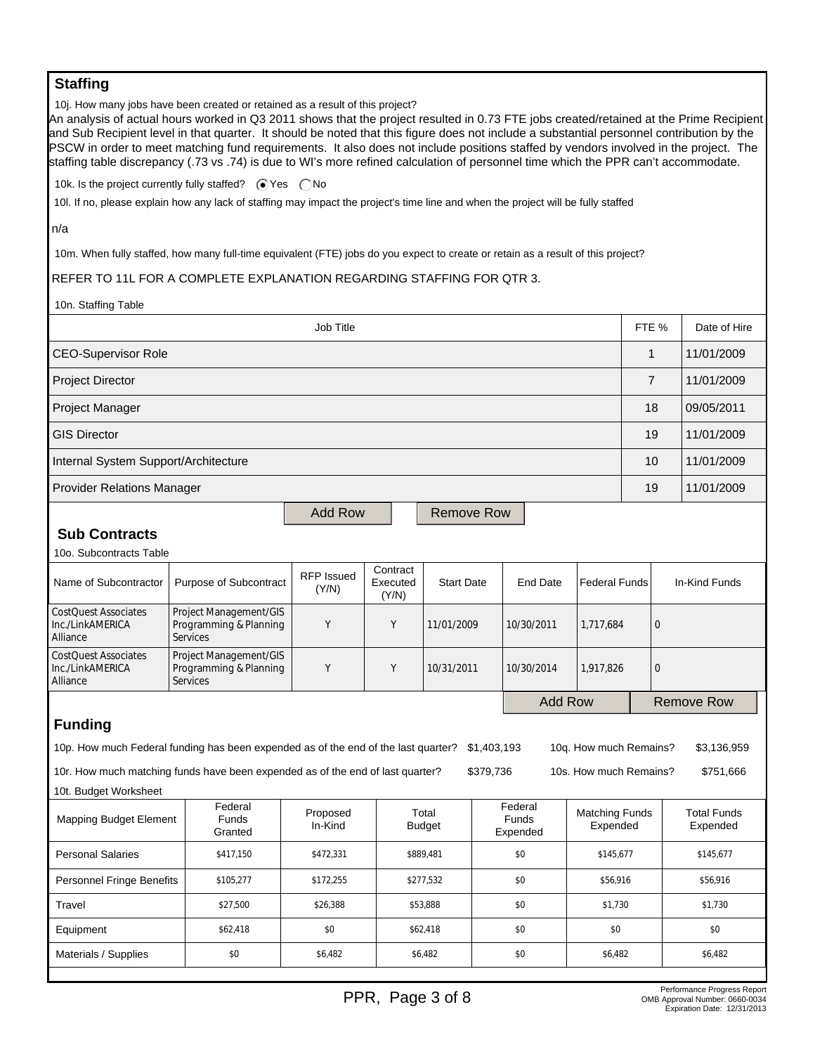## Staffing

10j. How many jobs have been created or retained as a result of this project?

An analysis of actual hours worked in Q3 2011 shows that the project resulted in 0.73 FTE jobs created/retained at the Prime Recipient and Sub Recipient level in that quarter. It should be noted that this figure does not include a substantial personnel contribution by the PSCW in order to meet matching fund requirements. It also does not include positions staffed by vendors involved in the project. The staffing table discrepancy (.73 vs .74) is due to WI's more refined calculation of personnel time which the PPR can't accommodate.

10k. Is the project currently fully staffed? (•) Yes ( ) No

10l. If no, please explain how any lack of staffing may impact the project's time line and when the project will be fully staffed

n/a

10m. When fully staffed, how many full-time equivalent (FTE) jobs do you expect to create or retain as a result of this project?

REFER TO 11L FOR A COMPLETE EXPLANATION REGARDING STAFFING FOR QTR 3.

10n. Staffing Table

| Job Title | FTE % | Date of Hire |
|---|---|---|
| CEO-Supervisor Role | 1 | 11/01/2009 |
| Project Director | 7 | 11/01/2009 |
| Project Manager | 18 | 09/05/2011 |
| GIS Director | 19 | 11/01/2009 |
| Internal System Support/Architecture | 10 | 11/01/2009 |
| Provider Relations Manager | 19 | 11/01/2009 |

## Sub Contracts

10o. Subcontracts Table

| Name of Subcontractor | Purpose of Subcontract | RFP Issued (Y/N) | Contract Executed (Y/N) | Start Date | End Date | Federal Funds | In-Kind Funds |
|---|---|---|---|---|---|---|---|
| CostQuest Associates Inc./LinkAMERICA Alliance | Project Management/GIS Programming & Planning Services | Y | Y | 11/01/2009 | 10/30/2011 | 1,717,684 | 0 |
| CostQuest Associates Inc./LinkAMERICA Alliance | Project Management/GIS Programming & Planning Services | Y | Y | 10/31/2011 | 10/30/2014 | 1,917,826 | 0 |

## Funding

10p. How much Federal funding has been expended as of the end of the last quarter? $1,403,193 10q. How much Remains? $3,136,959

10r. How much matching funds have been expended as of the end of last quarter? $379,736 10s. How much Remains? $751,666

10t. Budget Worksheet

| Mapping Budget Element | Federal Funds Granted | Proposed In-Kind | Total Budget | Federal Funds Expended | Matching Funds Expended | Total Funds Expended |
|---|---|---|---|---|---|---|
| Personal Salaries | $417,150 | $472,331 | $889,481 | $0 | $145,677 | $145,677 |
| Personnel Fringe Benefits | $105,277 | $172,255 | $277,532 | $0 | $56,916 | $56,916 |
| Travel | $27,500 | $26,388 | $53,888 | $0 | $1,730 | $1,730 |
| Equipment | $62,418 | $0 | $62,418 | $0 | $0 | $0 |
| Materials / Supplies | $0 | $6,482 | $6,482 | $0 | $6,482 | $6,482 |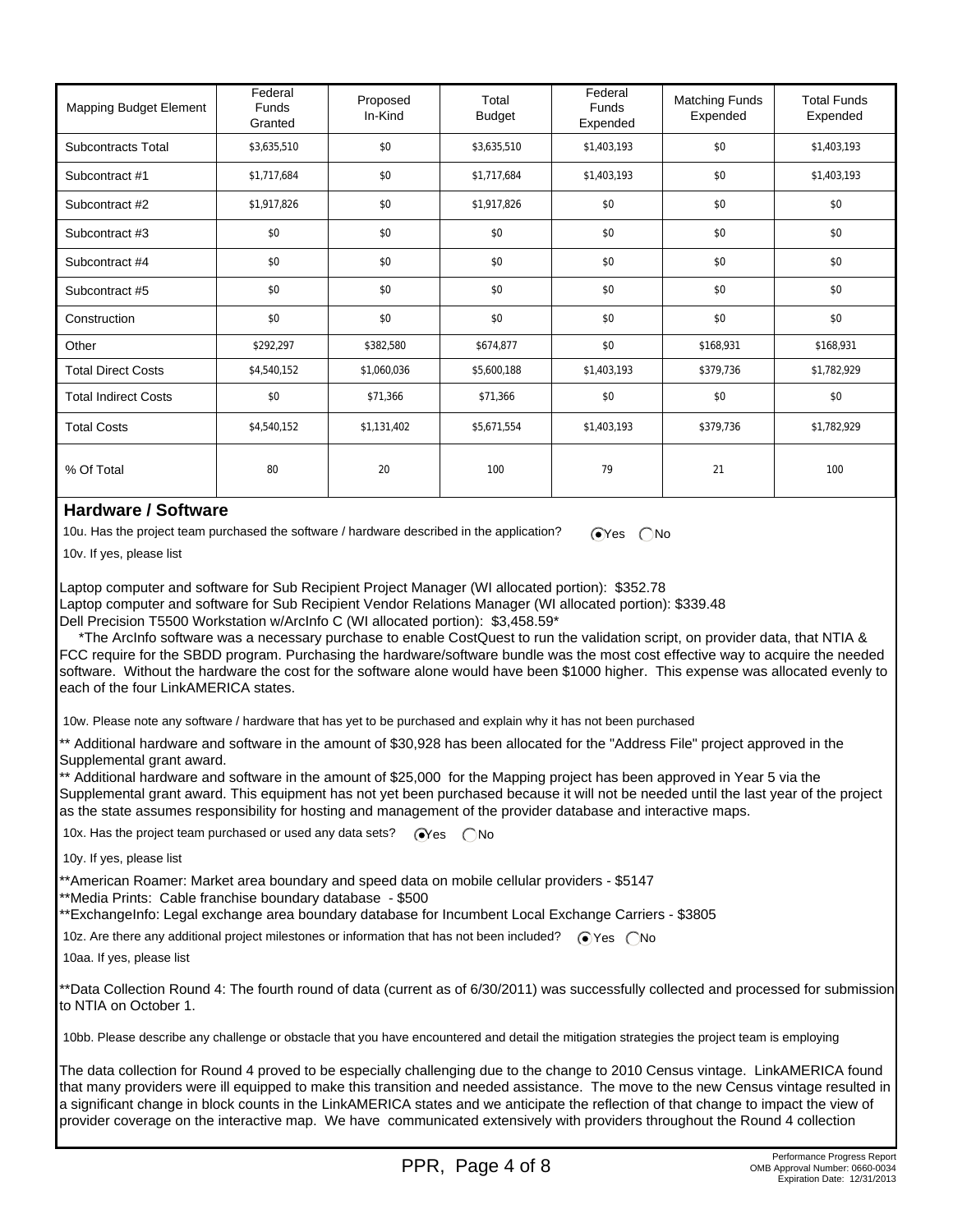| Mapping Budget Element | Federal Funds Granted | Proposed In-Kind | Total Budget | Federal Funds Expended | Matching Funds Expended | Total Funds Expended |
|---|---|---|---|---|---|---|
| Subcontracts Total | $3,635,510 | $0 | $3,635,510 | $1,403,193 | $0 | $1,403,193 |
| Subcontract #1 | $1,717,684 | $0 | $1,717,684 | $1,403,193 | $0 | $1,403,193 |
| Subcontract #2 | $1,917,826 | $0 | $1,917,826 | $0 | $0 | $0 |
| Subcontract #3 | $0 | $0 | $0 | $0 | $0 | $0 |
| Subcontract #4 | $0 | $0 | $0 | $0 | $0 | $0 |
| Subcontract #5 | $0 | $0 | $0 | $0 | $0 | $0 |
| Construction | $0 | $0 | $0 | $0 | $0 | $0 |
| Other | $292,297 | $382,580 | $674,877 | $0 | $168,931 | $168,931 |
| Total Direct Costs | $4,540,152 | $1,060,036 | $5,600,188 | $1,403,193 | $379,736 | $1,782,929 |
| Total Indirect Costs | $0 | $71,366 | $71,366 | $0 | $0 | $0 |
| Total Costs | $4,540,152 | $1,131,402 | $5,671,554 | $1,403,193 | $379,736 | $1,782,929 |
| % Of Total | 80 | 20 | 100 | 79 | 21 | 100 |

## Hardware / Software

10u. Has the project team purchased the software / hardware described in the application? (•) Yes ( ) No

10v. If yes, please list

Laptop computer and software for Sub Recipient Project Manager (WI allocated portion): $352.78
Laptop computer and software for Sub Recipient Vendor Relations Manager (WI allocated portion): $339.48
Dell Precision T5500 Workstation w/ArcInfo C (WI allocated portion): $3,458.59*

*The ArcInfo software was a necessary purchase to enable CostQuest to run the validation script, on provider data, that NTIA & FCC require for the SBDD program. Purchasing the hardware/software bundle was the most cost effective way to acquire the needed software. Without the hardware the cost for the software alone would have been $1000 higher. This expense was allocated evenly to each of the four LinkAMERICA states.

10w. Please note any software / hardware that has yet to be purchased and explain why it has not been purchased

** Additional hardware and software in the amount of $30,928 has been allocated for the "Address File" project approved in the Supplemental grant award.
** Additional hardware and software in the amount of $25,000 for the Mapping project has been approved in Year 5 via the Supplemental grant award. This equipment has not yet been purchased because it will not be needed until the last year of the project as the state assumes responsibility for hosting and management of the provider database and interactive maps.

10x. Has the project team purchased or used any data sets? (•) Yes ( ) No

10y. If yes, please list

**American Roamer: Market area boundary and speed data on mobile cellular providers - $5147
**Media Prints: Cable franchise boundary database - $500
**ExchangeInfo: Legal exchange area boundary database for Incumbent Local Exchange Carriers - $3805

10z. Are there any additional project milestones or information that has not been included? (•) Yes ( ) No

10aa. If yes, please list

**Data Collection Round 4: The fourth round of data (current as of 6/30/2011) was successfully collected and processed for submission to NTIA on October 1.

10bb. Please describe any challenge or obstacle that you have encountered and detail the mitigation strategies the project team is employing

The data collection for Round 4 proved to be especially challenging due to the change to 2010 Census vintage. LinkAMERICA found that many providers were ill equipped to make this transition and needed assistance. The move to the new Census vintage resulted in a significant change in block counts in the LinkAMERICA states and we anticipate the reflection of that change to impact the view of provider coverage on the interactive map. We have communicated extensively with providers throughout the Round 4 collection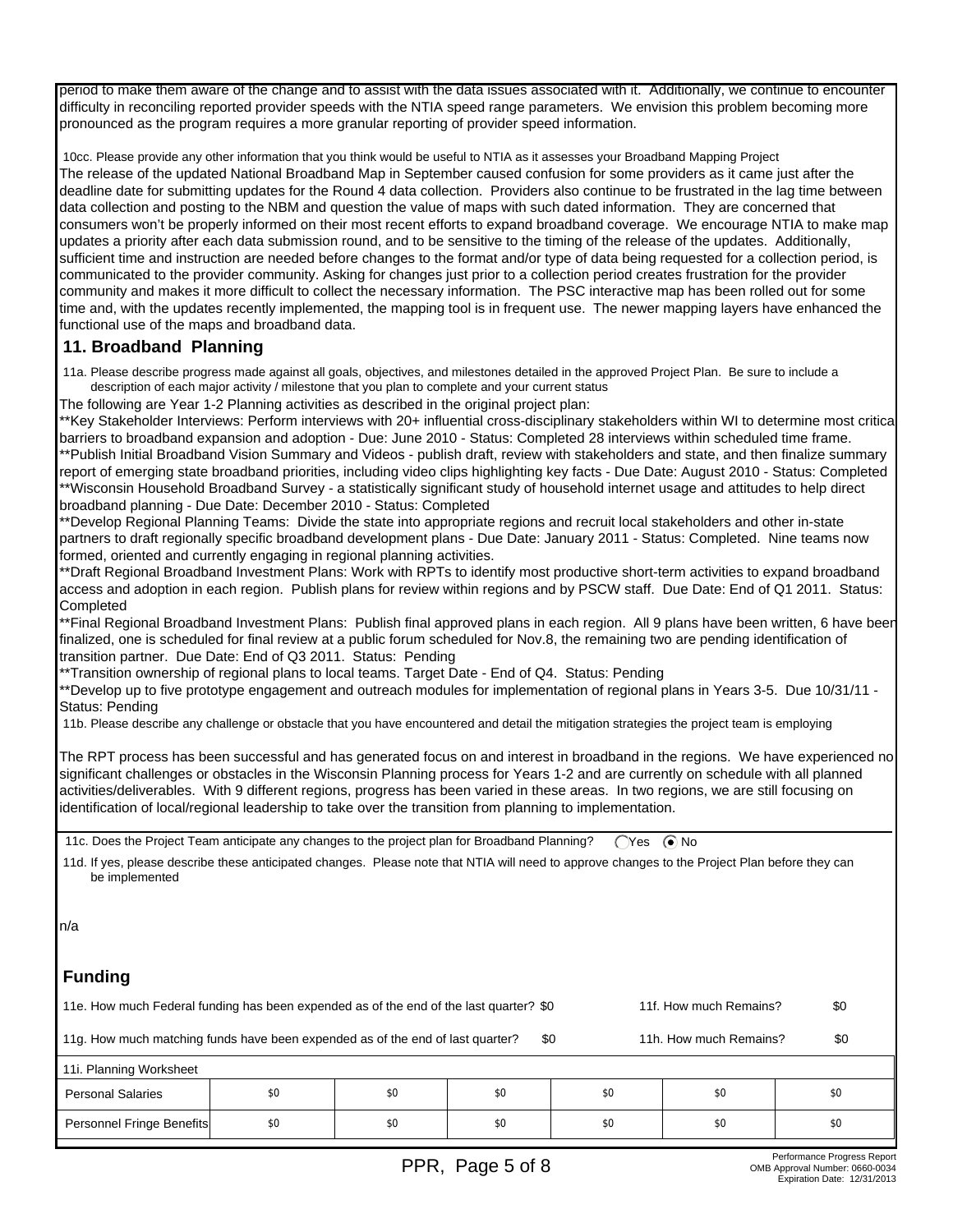period to make them aware of the change and to assist with the data issues associated with it. Additionally, we continue to encounter difficulty in reconciling reported provider speeds with the NTIA speed range parameters. We envision this problem becoming more pronounced as the program requires a more granular reporting of provider speed information.

10cc. Please provide any other information that you think would be useful to NTIA as it assesses your Broadband Mapping Project

The release of the updated National Broadband Map in September caused confusion for some providers as it came just after the deadline date for submitting updates for the Round 4 data collection. Providers also continue to be frustrated in the lag time between data collection and posting to the NBM and question the value of maps with such dated information. They are concerned that consumers won't be properly informed on their most recent efforts to expand broadband coverage. We encourage NTIA to make map updates a priority after each data submission round, and to be sensitive to the timing of the release of the updates. Additionally, sufficient time and instruction are needed before changes to the format and/or type of data being requested for a collection period, is communicated to the provider community. Asking for changes just prior to a collection period creates frustration for the provider community and makes it more difficult to collect the necessary information. The PSC interactive map has been rolled out for some time and, with the updates recently implemented, the mapping tool is in frequent use. The newer mapping layers have enhanced the functional use of the maps and broadband data.

## 11. Broadband Planning

11a. Please describe progress made against all goals, objectives, and milestones detailed in the approved Project Plan. Be sure to include a description of each major activity / milestone that you plan to complete and your current status

The following are Year 1-2 Planning activities as described in the original project plan:

**Key Stakeholder Interviews: Perform interviews with 20+ influential cross-disciplinary stakeholders within WI to determine most critical barriers to broadband expansion and adoption - Due: June 2010 - Status: Completed 28 interviews within scheduled time frame.

**Publish Initial Broadband Vision Summary and Videos - publish draft, review with stakeholders and state, and then finalize summary report of emerging state broadband priorities, including video clips highlighting key facts - Due Date: August 2010 - Status: Completed

**Wisconsin Household Broadband Survey - a statistically significant study of household internet usage and attitudes to help direct broadband planning - Due Date: December 2010 - Status: Completed

**Develop Regional Planning Teams: Divide the state into appropriate regions and recruit local stakeholders and other in-state partners to draft regionally specific broadband development plans - Due Date: January 2011 - Status: Completed. Nine teams now formed, oriented and currently engaging in regional planning activities.

**Draft Regional Broadband Investment Plans: Work with RPTs to identify most productive short-term activities to expand broadband access and adoption in each region. Publish plans for review within regions and by PSCW staff. Due Date: End of Q1 2011. Status: Completed

**Final Regional Broadband Investment Plans: Publish final approved plans in each region. All 9 plans have been written, 6 have been finalized, one is scheduled for final review at a public forum scheduled for Nov.8, the remaining two are pending identification of transition partner. Due Date: End of Q3 2011. Status: Pending

**Transition ownership of regional plans to local teams. Target Date - End of Q4. Status: Pending

**Develop up to five prototype engagement and outreach modules for implementation of regional plans in Years 3-5. Due 10/31/11 - Status: Pending

11b. Please describe any challenge or obstacle that you have encountered and detail the mitigation strategies the project team is employing

The RPT process has been successful and has generated focus on and interest in broadband in the regions. We have experienced no significant challenges or obstacles in the Wisconsin Planning process for Years 1-2 and are currently on schedule with all planned activities/deliverables. With 9 different regions, progress has been varied in these areas. In two regions, we are still focusing on identification of local/regional leadership to take over the transition from planning to implementation.

11c. Does the Project Team anticipate any changes to the project plan for Broadband Planning? ◯ Yes ◉ No

11d. If yes, please describe these anticipated changes. Please note that NTIA will need to approve changes to the Project Plan before they can be implemented

n/a

## Funding

11e. How much Federal funding has been expended as of the end of the last quarter? $0 — 11f. How much Remains? $0

11g. How much matching funds have been expended as of the end of last quarter? $0 — 11h. How much Remains? $0

11i. Planning Worksheet

| | | | | | | |
|---|---|---|---|---|---|---|
| Personal Salaries | $0 | $0 | $0 | $0 | $0 | $0 |
| Personnel Fringe Benefits | $0 | $0 | $0 | $0 | $0 | $0 |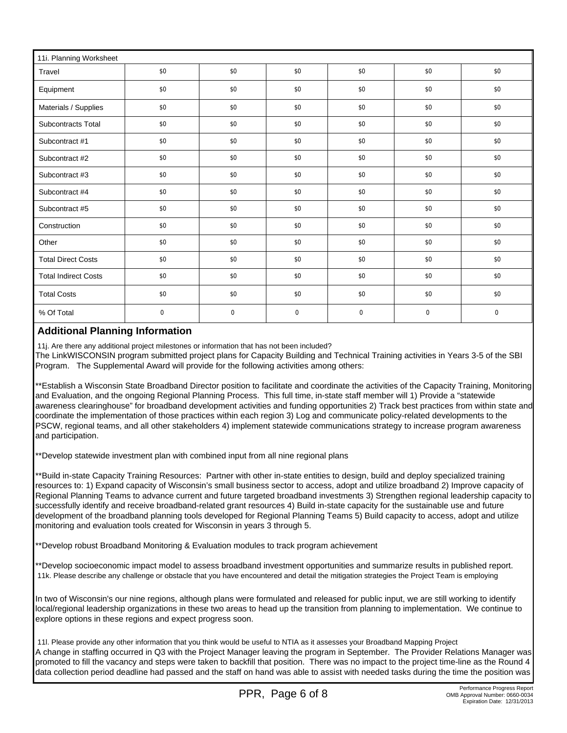| 11i. Planning Worksheet | | | | | | |
|---|---|---|---|---|---|---|
| Travel | $0 | $0 | $0 | $0 | $0 | $0 |
| Equipment | $0 | $0 | $0 | $0 | $0 | $0 |
| Materials / Supplies | $0 | $0 | $0 | $0 | $0 | $0 |
| Subcontracts Total | $0 | $0 | $0 | $0 | $0 | $0 |
| Subcontract #1 | $0 | $0 | $0 | $0 | $0 | $0 |
| Subcontract #2 | $0 | $0 | $0 | $0 | $0 | $0 |
| Subcontract #3 | $0 | $0 | $0 | $0 | $0 | $0 |
| Subcontract #4 | $0 | $0 | $0 | $0 | $0 | $0 |
| Subcontract #5 | $0 | $0 | $0 | $0 | $0 | $0 |
| Construction | $0 | $0 | $0 | $0 | $0 | $0 |
| Other | $0 | $0 | $0 | $0 | $0 | $0 |
| Total Direct Costs | $0 | $0 | $0 | $0 | $0 | $0 |
| Total Indirect Costs | $0 | $0 | $0 | $0 | $0 | $0 |
| Total Costs | $0 | $0 | $0 | $0 | $0 | $0 |
| % Of Total | 0 | 0 | 0 | 0 | 0 | 0 |

## Additional Planning Information

11j. Are there any additional project milestones or information that has not been included?

The LinkWISCONSIN program submitted project plans for Capacity Building and Technical Training activities in Years 3-5 of the SBI Program. The Supplemental Award will provide for the following activities among others:

**Establish a Wisconsin State Broadband Director position to facilitate and coordinate the activities of the Capacity Training, Monitoring and Evaluation, and the ongoing Regional Planning Process. This full time, in-state staff member will 1) Provide a "statewide awareness clearinghouse" for broadband development activities and funding opportunities 2) Track best practices from within state and coordinate the implementation of those practices within each region 3) Log and communicate policy-related developments to the PSCW, regional teams, and all other stakeholders 4) implement statewide communications strategy to increase program awareness and participation.

**Develop statewide investment plan with combined input from all nine regional plans

**Build in-state Capacity Training Resources: Partner with other in-state entities to design, build and deploy specialized training resources to: 1) Expand capacity of Wisconsin's small business sector to access, adopt and utilize broadband 2) Improve capacity of Regional Planning Teams to advance current and future targeted broadband investments 3) Strengthen regional leadership capacity to successfully identify and receive broadband-related grant resources 4) Build in-state capacity for the sustainable use and future development of the broadband planning tools developed for Regional Planning Teams 5) Build capacity to access, adopt and utilize monitoring and evaluation tools created for Wisconsin in years 3 through 5.

**Develop robust Broadband Monitoring & Evaluation modules to track program achievement

**Develop socioeconomic impact model to assess broadband investment opportunities and summarize results in published report.

11k. Please describe any challenge or obstacle that you have encountered and detail the mitigation strategies the Project Team is employing

In two of Wisconsin's our nine regions, although plans were formulated and released for public input, we are still working to identify local/regional leadership organizations in these two areas to head up the transition from planning to implementation. We continue to explore options in these regions and expect progress soon.

11l. Please provide any other information that you think would be useful to NTIA as it assesses your Broadband Mapping Project

A change in staffing occurred in Q3 with the Project Manager leaving the program in September. The Provider Relations Manager was promoted to fill the vacancy and steps were taken to backfill that position. There was no impact to the project time-line as the Round 4 data collection period deadline had passed and the staff on hand was able to assist with needed tasks during the time the position was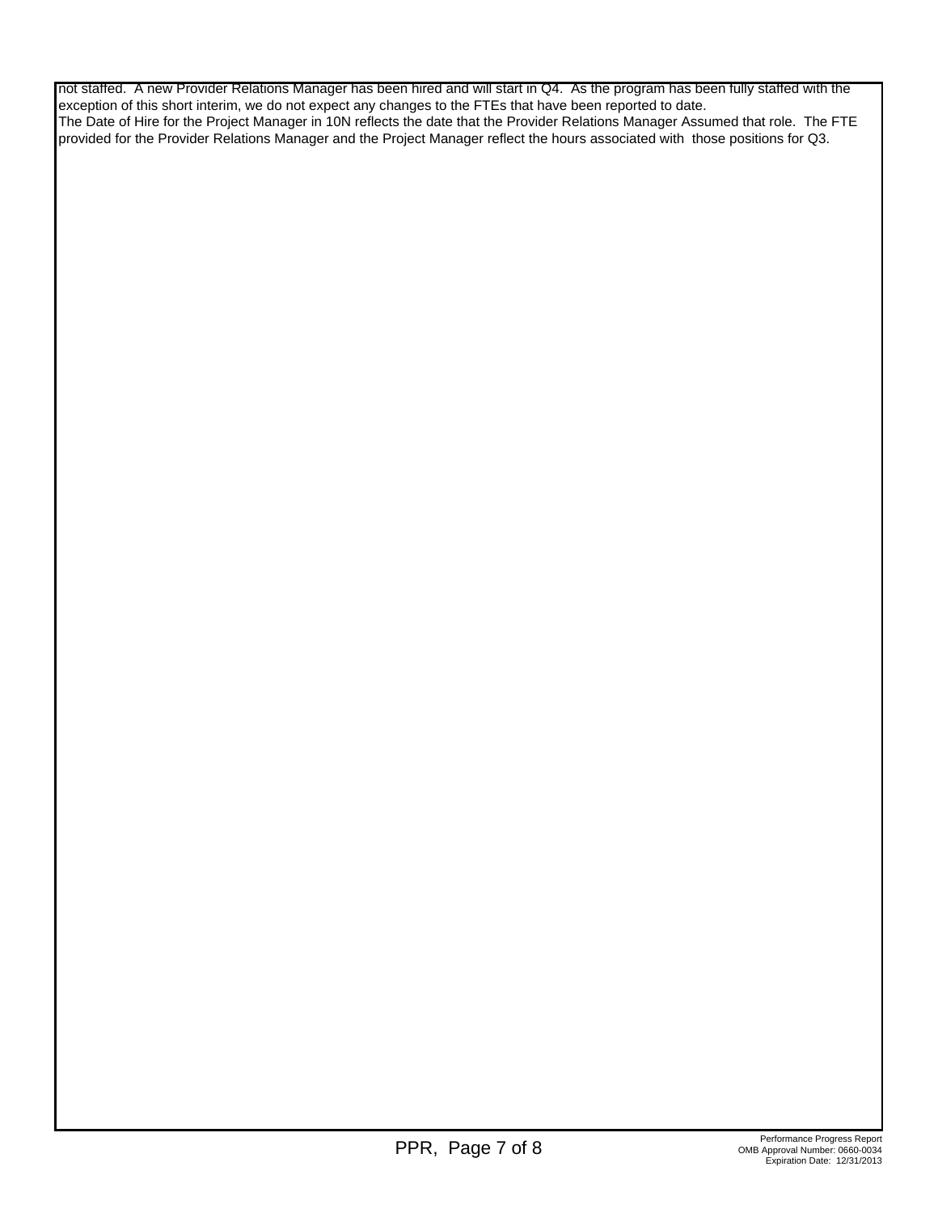not staffed. A new Provider Relations Manager has been hired and will start in Q4. As the program has been fully staffed with the exception of this short interim, we do not expect any changes to the FTEs that have been reported to date.
The Date of Hire for the Project Manager in 10N reflects the date that the Provider Relations Manager Assumed that role. The FTE provided for the Provider Relations Manager and the Project Manager reflect the hours associated with those positions for Q3.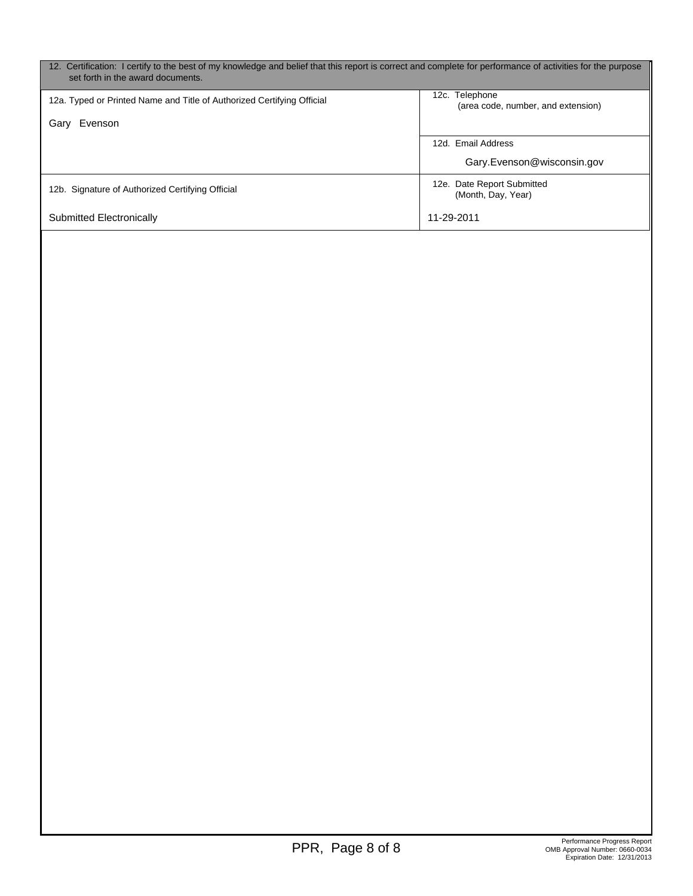| | |
|---|---|
| 12. Certification: I certify to the best of my knowledge and belief that this report is correct and complete for performance of activities for the purpose set forth in the award documents. | |
| 12a. Typed or Printed Name and Title of Authorized Certifying Official<br><br>Gary Evenson | 12c. Telephone (area code, number, and extension) |
| | 12d. Email Address<br><br>Gary.Evenson@wisconsin.gov |
| 12b. Signature of Authorized Certifying Official<br><br>Submitted Electronically | 12e. Date Report Submitted (Month, Day, Year)<br><br>11-29-2011 |

Performance Progress Report
OMB Approval Number: 0660-0034
Expiration Date: 12/31/2013